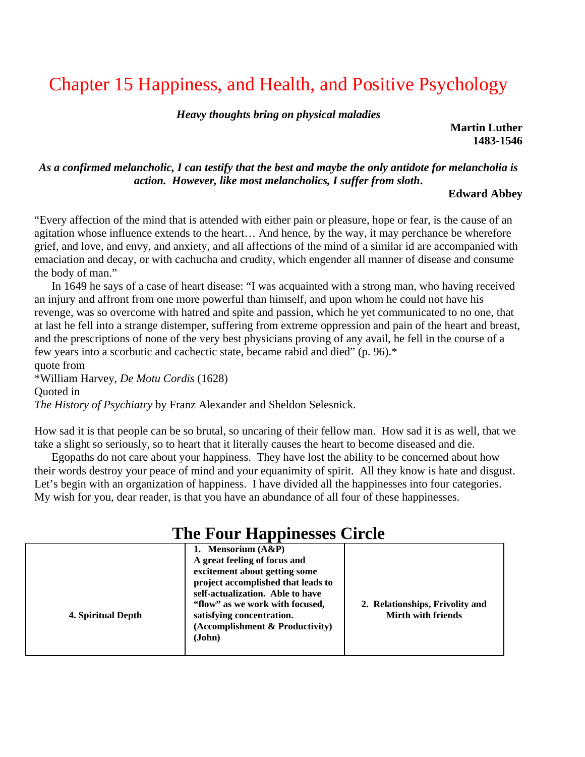# Chapter 15 Happiness, and Health, and Positive Psychology

***Heavy thoughts bring on physical maladies***

**Martin Luther**
**1483-1546**

***As a confirmed melancholic, I can testify that the best and maybe the only antidote for melancholia is action. However, like most melancholics, I suffer from sloth.***

**Edward Abbey**

"Every affection of the mind that is attended with either pain or pleasure, hope or fear, is the cause of an agitation whose influence extends to the heart… And hence, by the way, it may perchance be wherefore grief, and love, and envy, and anxiety, and all affections of the mind of a similar id are accompanied with emaciation and decay, or with cachucha and crudity, which engender all manner of disease and consume the body of man."

In 1649 he says of a case of heart disease: "I was acquainted with a strong man, who having received an injury and affront from one more powerful than himself, and upon whom he could not have his revenge, was so overcome with hatred and spite and passion, which he yet communicated to no one, that at last he fell into a strange distemper, suffering from extreme oppression and pain of the heart and breast, and the prescriptions of none of the very best physicians proving of any avail, he fell in the course of a few years into a scorbutic and cachectic state, became rabid and died" (p. 96).*

quote from
*William Harvey, *De Motu Cordis* (1628)
Quoted in
*The History of Psychiatry* by Franz Alexander and Sheldon Selesnick.

How sad it is that people can be so brutal, so uncaring of their fellow man. How sad it is as well, that we take a slight so seriously, so to heart that it literally causes the heart to become diseased and die.

Egopaths do not care about your happiness. They have lost the ability to be concerned about how their words destroy your peace of mind and your equanimity of spirit. All they know is hate and disgust. Let's begin with an organization of happiness. I have divided all the happinesses into four categories. My wish for you, dear reader, is that you have an abundance of all four of these happinesses.

## The Four Happinesses Circle

| | | |
|---|---|---|
| **4. Spiritual Depth** | **1. Mensorium (A&P) A great feeling of focus and excitement about getting some project accomplished that leads to self-actualization. Able to have "flow" as we work with focused, satisfying concentration. (Accomplishment & Productivity) (John)** | **2. Relationships, Frivolity and Mirth with friends** |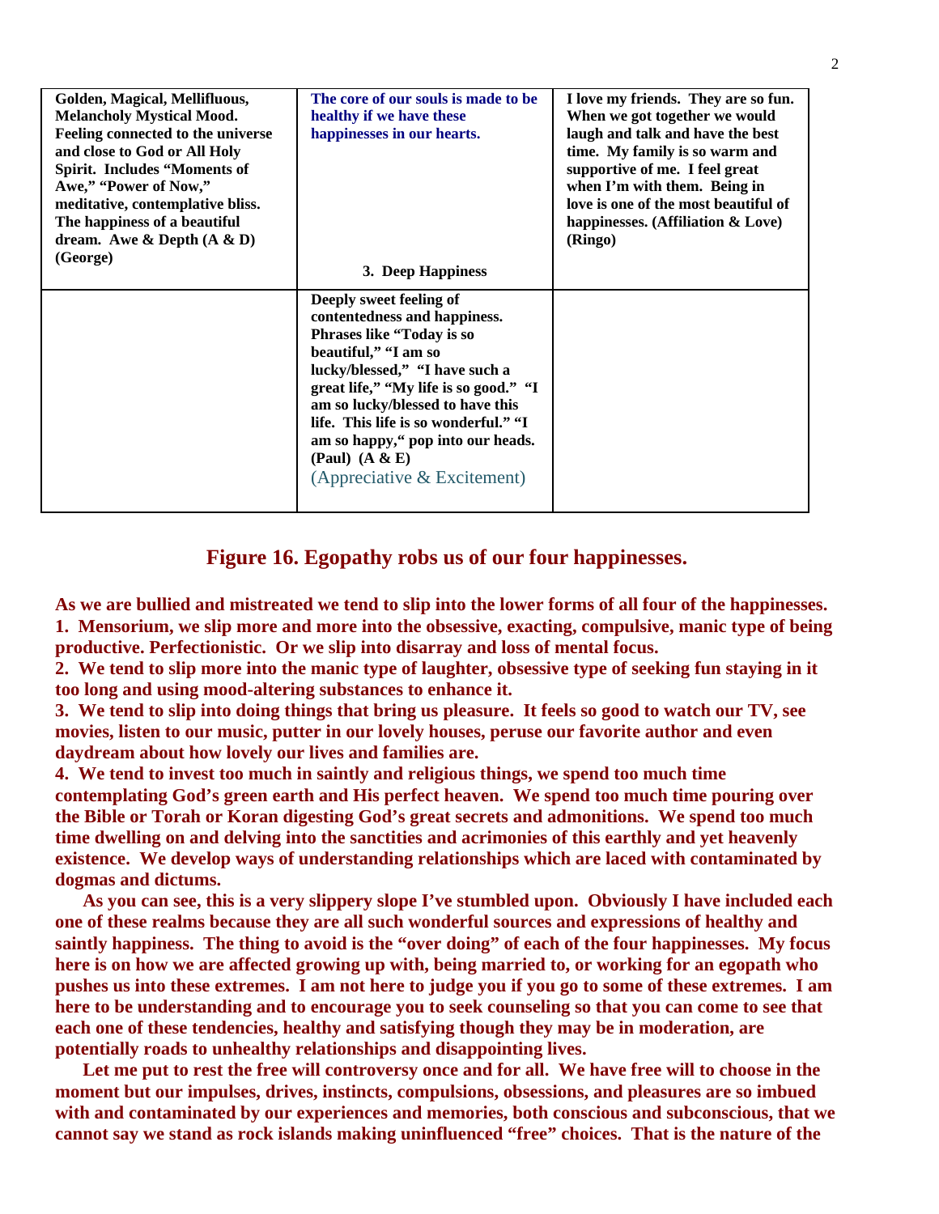| | | |
|---|---|---|
| **Golden, Magical, Mellifluous, Melancholy Mystical Mood. Feeling connected to the universe and close to God or All Holy Spirit. Includes "Moments of Awe," "Power of Now," meditative, contemplative bliss. The happiness of a beautiful dream. Awe & Depth (A & D) (George)** | **The core of our souls is made to be healthy if we have these happinesses in our hearts.** <br><br> **3. Deep Happiness** | **I love my friends. They are so fun. When we got together we would laugh and talk and have the best time. My family is so warm and supportive of me. I feel great when I'm with them. Being in love is one of the most beautiful of happinesses. (Affiliation & Love) (Ringo)** |
| | **Deeply sweet feeling of contentedness and happiness. Phrases like "Today is so beautiful," "I am so lucky/blessed," "I have such a great life," "My life is so good." "I am so lucky/blessed to have this life. This life is so wonderful." "I am so happy," pop into our heads. (Paul) (A & E)** (Appreciative & Excitement) | |

## Figure 16. Egopathy robs us of our four happinesses.

**As we are bullied and mistreated we tend to slip into the lower forms of all four of the happinesses.**
**1. Mensorium, we slip more and more into the obsessive, exacting, compulsive, manic type of being productive. Perfectionistic. Or we slip into disarray and loss of mental focus.**
**2. We tend to slip more into the manic type of laughter, obsessive type of seeking fun staying in it too long and using mood-altering substances to enhance it.**
**3. We tend to slip into doing things that bring us pleasure. It feels so good to watch our TV, see movies, listen to our music, putter in our lovely houses, peruse our favorite author and even daydream about how lovely our lives and families are.**
**4. We tend to invest too much in saintly and religious things, we spend too much time contemplating God's green earth and His perfect heaven. We spend too much time pouring over the Bible or Torah or Koran digesting God's great secrets and admonitions. We spend too much time dwelling on and delving into the sanctities and acrimonies of this earthly and yet heavenly existence. We develop ways of understanding relationships which are laced with contaminated by dogmas and dictums.**

**As you can see, this is a very slippery slope I've stumbled upon. Obviously I have included each one of these realms because they are all such wonderful sources and expressions of healthy and saintly happiness. The thing to avoid is the "over doing" of each of the four happinesses. My focus here is on how we are affected growing up with, being married to, or working for an egopath who pushes us into these extremes. I am not here to judge you if you go to some of these extremes. I am here to be understanding and to encourage you to seek counseling so that you can come to see that each one of these tendencies, healthy and satisfying though they may be in moderation, are potentially roads to unhealthy relationships and disappointing lives.**

**Let me put to rest the free will controversy once and for all. We have free will to choose in the moment but our impulses, drives, instincts, compulsions, obsessions, and pleasures are so imbued with and contaminated by our experiences and memories, both conscious and subconscious, that we cannot say we stand as rock islands making uninfluenced "free" choices. That is the nature of the**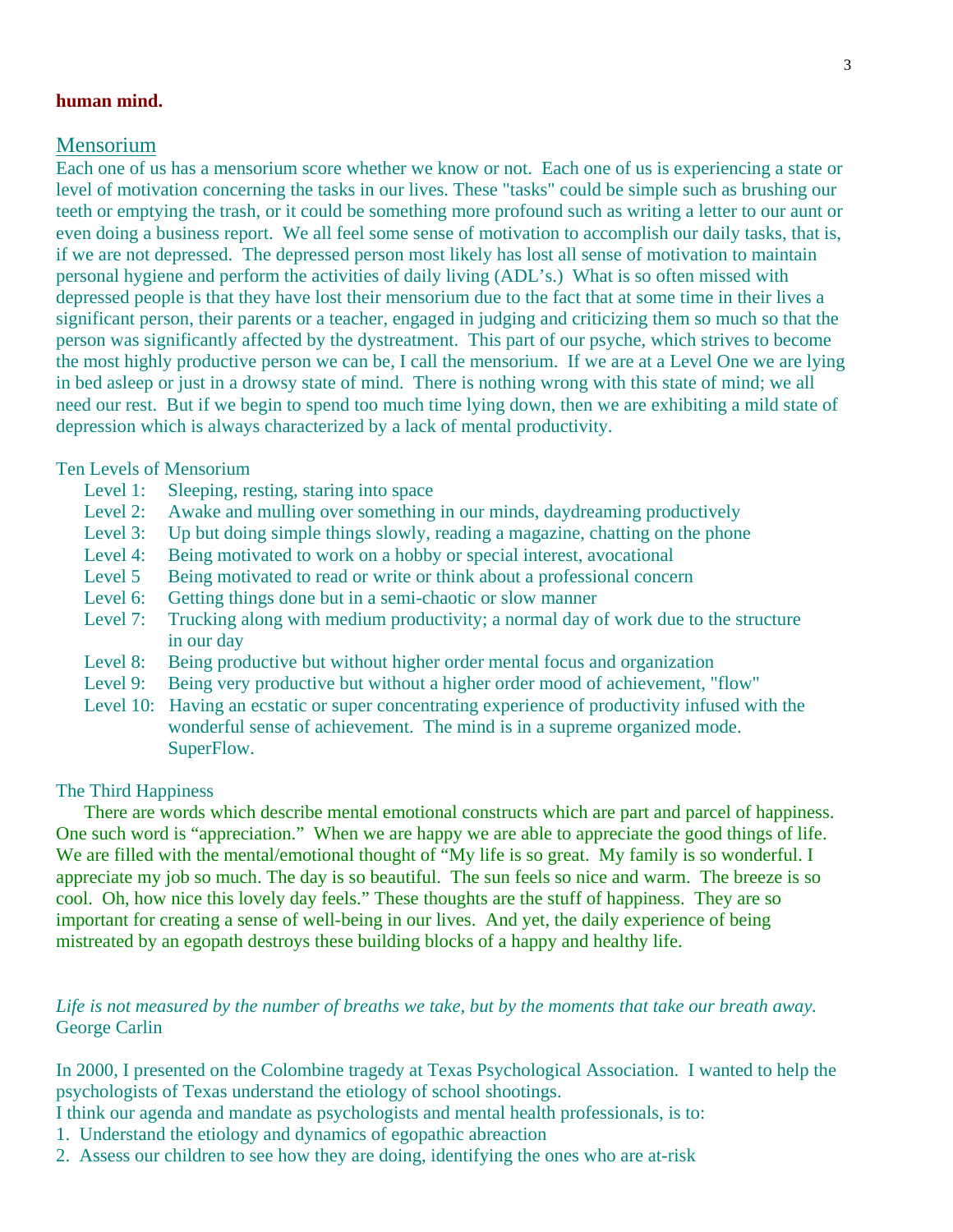**human mind.**

## Mensorium

Each one of us has a mensorium score whether we know or not. Each one of us is experiencing a state or level of motivation concerning the tasks in our lives. These "tasks" could be simple such as brushing our teeth or emptying the trash, or it could be something more profound such as writing a letter to our aunt or even doing a business report. We all feel some sense of motivation to accomplish our daily tasks, that is, if we are not depressed. The depressed person most likely has lost all sense of motivation to maintain personal hygiene and perform the activities of daily living (ADL's.) What is so often missed with depressed people is that they have lost their mensorium due to the fact that at some time in their lives a significant person, their parents or a teacher, engaged in judging and criticizing them so much so that the person was significantly affected by the dystreatment. This part of our psyche, which strives to become the most highly productive person we can be, I call the mensorium. If we are at a Level One we are lying in bed asleep or just in a drowsy state of mind. There is nothing wrong with this state of mind; we all need our rest. But if we begin to spend too much time lying down, then we are exhibiting a mild state of depression which is always characterized by a lack of mental productivity.

Ten Levels of Mensorium

- Level 1: Sleeping, resting, staring into space
- Level 2: Awake and mulling over something in our minds, daydreaming productively
- Level 3: Up but doing simple things slowly, reading a magazine, chatting on the phone
- Level 4: Being motivated to work on a hobby or special interest, avocational
- Level 5 Being motivated to read or write or think about a professional concern
- Level 6: Getting things done but in a semi-chaotic or slow manner
- Level 7: Trucking along with medium productivity; a normal day of work due to the structure in our day
- Level 8: Being productive but without higher order mental focus and organization
- Level 9: Being very productive but without a higher order mood of achievement, "flow"
- Level 10: Having an ecstatic or super concentrating experience of productivity infused with the wonderful sense of achievement. The mind is in a supreme organized mode. SuperFlow.

The Third Happiness

There are words which describe mental emotional constructs which are part and parcel of happiness. One such word is "appreciation." When we are happy we are able to appreciate the good things of life. We are filled with the mental/emotional thought of "My life is so great. My family is so wonderful. I appreciate my job so much. The day is so beautiful. The sun feels so nice and warm. The breeze is so cool. Oh, how nice this lovely day feels." These thoughts are the stuff of happiness. They are so important for creating a sense of well-being in our lives. And yet, the daily experience of being mistreated by an egopath destroys these building blocks of a happy and healthy life.

*Life is not measured by the number of breaths we take, but by the moments that take our breath away.*
George Carlin

In 2000, I presented on the Colombine tragedy at Texas Psychological Association. I wanted to help the psychologists of Texas understand the etiology of school shootings.
I think our agenda and mandate as psychologists and mental health professionals, is to:

1. Understand the etiology and dynamics of egopathic abreaction
2. Assess our children to see how they are doing, identifying the ones who are at-risk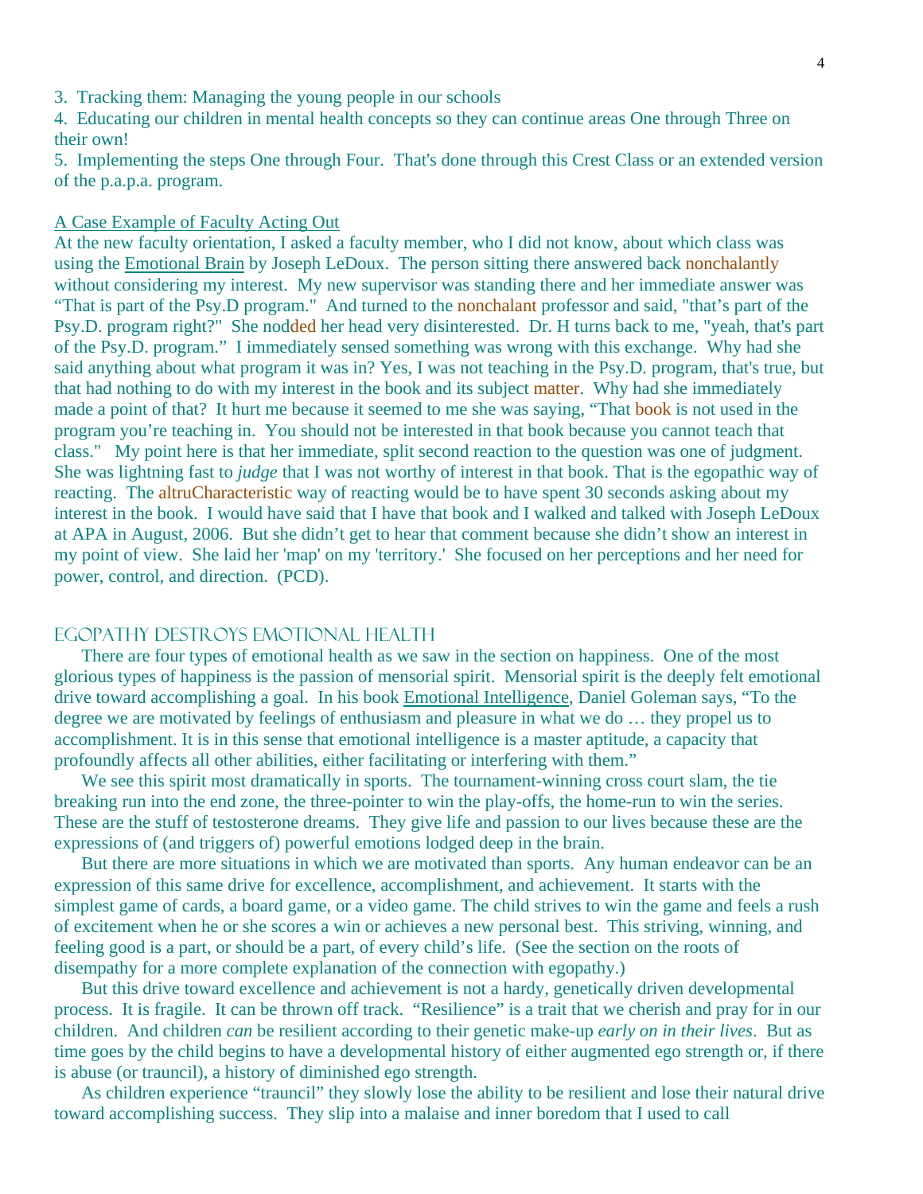3. Tracking them: Managing the young people in our schools
4. Educating our children in mental health concepts so they can continue areas One through Three on their own!
5. Implementing the steps One through Four. That's done through this Crest Class or an extended version of the p.a.p.a. program.

A Case Example of Faculty Acting Out

At the new faculty orientation, I asked a faculty member, who I did not know, about which class was using the Emotional Brain by Joseph LeDoux. The person sitting there answered back nonchalantly without considering my interest. My new supervisor was standing there and her immediate answer was "That is part of the Psy.D program." And turned to the nonchalant professor and said, "that's part of the Psy.D. program right?" She nodded her head very disinterested. Dr. H turns back to me, "yeah, that's part of the Psy.D. program." I immediately sensed something was wrong with this exchange. Why had she said anything about what program it was in? Yes, I was not teaching in the Psy.D. program, that's true, but that had nothing to do with my interest in the book and its subject matter. Why had she immediately made a point of that? It hurt me because it seemed to me she was saying, "That book is not used in the program you're teaching in. You should not be interested in that book because you cannot teach that class." My point here is that her immediate, split second reaction to the question was one of judgment. She was lightning fast to *judge* that I was not worthy of interest in that book. That is the egopathic way of reacting. The altruCharacteristic way of reacting would be to have spent 30 seconds asking about my interest in the book. I would have said that I have that book and I walked and talked with Joseph LeDoux at APA in August, 2006. But she didn't get to hear that comment because she didn't show an interest in my point of view. She laid her 'map' on my 'territory.' She focused on her perceptions and her need for power, control, and direction. (PCD).

## Egopathy Destroys Emotional Health

There are four types of emotional health as we saw in the section on happiness. One of the most glorious types of happiness is the passion of mensorial spirit. Mensorial spirit is the deeply felt emotional drive toward accomplishing a goal. In his book Emotional Intelligence, Daniel Goleman says, "To the degree we are motivated by feelings of enthusiasm and pleasure in what we do … they propel us to accomplishment. It is in this sense that emotional intelligence is a master aptitude, a capacity that profoundly affects all other abilities, either facilitating or interfering with them."

We see this spirit most dramatically in sports. The tournament-winning cross court slam, the tie breaking run into the end zone, the three-pointer to win the play-offs, the home-run to win the series. These are the stuff of testosterone dreams. They give life and passion to our lives because these are the expressions of (and triggers of) powerful emotions lodged deep in the brain.

But there are more situations in which we are motivated than sports. Any human endeavor can be an expression of this same drive for excellence, accomplishment, and achievement. It starts with the simplest game of cards, a board game, or a video game. The child strives to win the game and feels a rush of excitement when he or she scores a win or achieves a new personal best. This striving, winning, and feeling good is a part, or should be a part, of every child's life. (See the section on the roots of disempathy for a more complete explanation of the connection with egopathy.)

But this drive toward excellence and achievement is not a hardy, genetically driven developmental process. It is fragile. It can be thrown off track. "Resilience" is a trait that we cherish and pray for in our children. And children *can* be resilient according to their genetic make-up *early on in their lives*. But as time goes by the child begins to have a developmental history of either augmented ego strength or, if there is abuse (or trauncil), a history of diminished ego strength.

As children experience "trauncil" they slowly lose the ability to be resilient and lose their natural drive toward accomplishing success. They slip into a malaise and inner boredom that I used to call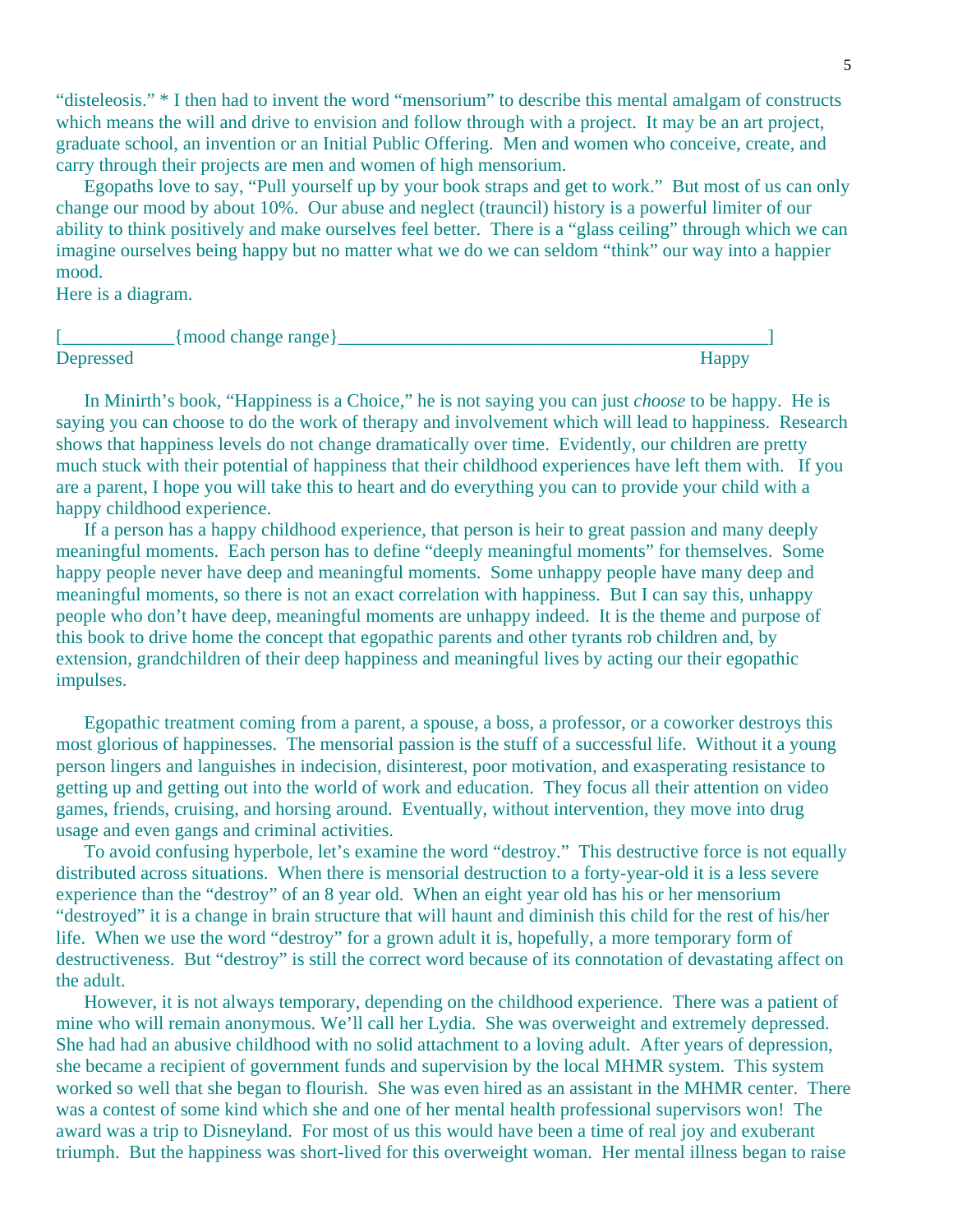"disteleosis." * I then had to invent the word "mensorium" to describe this mental amalgam of constructs which means the will and drive to envision and follow through with a project. It may be an art project, graduate school, an invention or an Initial Public Offering. Men and women who conceive, create, and carry through their projects are men and women of high mensorium.

Egopaths love to say, "Pull yourself up by your book straps and get to work." But most of us can only change our mood by about 10%. Our abuse and neglect (trauncil) history is a powerful limiter of our ability to think positively and make ourselves feel better. There is a "glass ceiling" through which we can imagine ourselves being happy but no matter what we do we can seldom "think" our way into a happier mood.

Here is a diagram.

[____________{mood change range}_______________________________________________]
Depressed                                                                                                                                    Happy

In Minirth's book, "Happiness is a Choice," he is not saying you can just *choose* to be happy. He is saying you can choose to do the work of therapy and involvement which will lead to happiness. Research shows that happiness levels do not change dramatically over time. Evidently, our children are pretty much stuck with their potential of happiness that their childhood experiences have left them with. If you are a parent, I hope you will take this to heart and do everything you can to provide your child with a happy childhood experience.

If a person has a happy childhood experience, that person is heir to great passion and many deeply meaningful moments. Each person has to define "deeply meaningful moments" for themselves. Some happy people never have deep and meaningful moments. Some unhappy people have many deep and meaningful moments, so there is not an exact correlation with happiness. But I can say this, unhappy people who don't have deep, meaningful moments are unhappy indeed. It is the theme and purpose of this book to drive home the concept that egopathic parents and other tyrants rob children and, by extension, grandchildren of their deep happiness and meaningful lives by acting our their egopathic impulses.

Egopathic treatment coming from a parent, a spouse, a boss, a professor, or a coworker destroys this most glorious of happinesses. The mensorial passion is the stuff of a successful life. Without it a young person lingers and languishes in indecision, disinterest, poor motivation, and exasperating resistance to getting up and getting out into the world of work and education. They focus all their attention on video games, friends, cruising, and horsing around. Eventually, without intervention, they move into drug usage and even gangs and criminal activities.

To avoid confusing hyperbole, let's examine the word "destroy." This destructive force is not equally distributed across situations. When there is mensorial destruction to a forty-year-old it is a less severe experience than the "destroy" of an 8 year old. When an eight year old has his or her mensorium "destroyed" it is a change in brain structure that will haunt and diminish this child for the rest of his/her life. When we use the word "destroy" for a grown adult it is, hopefully, a more temporary form of destructiveness. But "destroy" is still the correct word because of its connotation of devastating affect on the adult.

However, it is not always temporary, depending on the childhood experience. There was a patient of mine who will remain anonymous. We'll call her Lydia. She was overweight and extremely depressed. She had had an abusive childhood with no solid attachment to a loving adult. After years of depression, she became a recipient of government funds and supervision by the local MHMR system. This system worked so well that she began to flourish. She was even hired as an assistant in the MHMR center. There was a contest of some kind which she and one of her mental health professional supervisors won! The award was a trip to Disneyland. For most of us this would have been a time of real joy and exuberant triumph. But the happiness was short-lived for this overweight woman. Her mental illness began to raise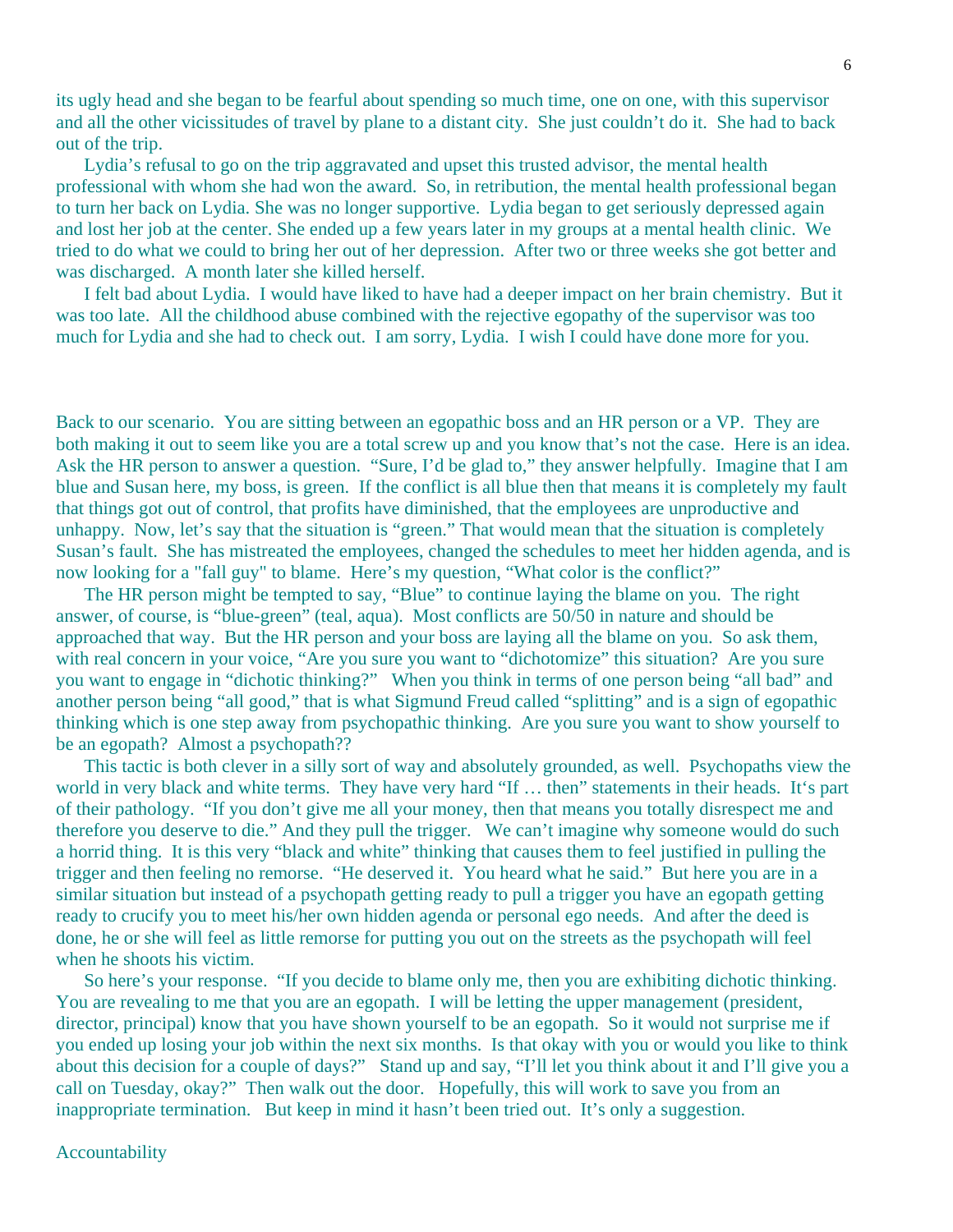its ugly head and she began to be fearful about spending so much time, one on one, with this supervisor and all the other vicissitudes of travel by plane to a distant city. She just couldn't do it. She had to back out of the trip.

Lydia's refusal to go on the trip aggravated and upset this trusted advisor, the mental health professional with whom she had won the award. So, in retribution, the mental health professional began to turn her back on Lydia. She was no longer supportive. Lydia began to get seriously depressed again and lost her job at the center. She ended up a few years later in my groups at a mental health clinic. We tried to do what we could to bring her out of her depression. After two or three weeks she got better and was discharged. A month later she killed herself.

I felt bad about Lydia. I would have liked to have had a deeper impact on her brain chemistry. But it was too late. All the childhood abuse combined with the rejective egopathy of the supervisor was too much for Lydia and she had to check out. I am sorry, Lydia. I wish I could have done more for you.

Back to our scenario. You are sitting between an egopathic boss and an HR person or a VP. They are both making it out to seem like you are a total screw up and you know that's not the case. Here is an idea. Ask the HR person to answer a question. "Sure, I'd be glad to," they answer helpfully. Imagine that I am blue and Susan here, my boss, is green. If the conflict is all blue then that means it is completely my fault that things got out of control, that profits have diminished, that the employees are unproductive and unhappy. Now, let's say that the situation is "green." That would mean that the situation is completely Susan's fault. She has mistreated the employees, changed the schedules to meet her hidden agenda, and is now looking for a "fall guy" to blame. Here's my question, "What color is the conflict?"

The HR person might be tempted to say, "Blue" to continue laying the blame on you. The right answer, of course, is "blue-green" (teal, aqua). Most conflicts are 50/50 in nature and should be approached that way. But the HR person and your boss are laying all the blame on you. So ask them, with real concern in your voice, "Are you sure you want to "dichotomize" this situation? Are you sure you want to engage in "dichotic thinking?" When you think in terms of one person being "all bad" and another person being "all good," that is what Sigmund Freud called "splitting" and is a sign of egopathic thinking which is one step away from psychopathic thinking. Are you sure you want to show yourself to be an egopath? Almost a psychopath??

This tactic is both clever in a silly sort of way and absolutely grounded, as well. Psychopaths view the world in very black and white terms. They have very hard "If … then" statements in their heads. It's part of their pathology. "If you don't give me all your money, then that means you totally disrespect me and therefore you deserve to die." And they pull the trigger. We can't imagine why someone would do such a horrid thing. It is this very "black and white" thinking that causes them to feel justified in pulling the trigger and then feeling no remorse. "He deserved it. You heard what he said." But here you are in a similar situation but instead of a psychopath getting ready to pull a trigger you have an egopath getting ready to crucify you to meet his/her own hidden agenda or personal ego needs. And after the deed is done, he or she will feel as little remorse for putting you out on the streets as the psychopath will feel when he shoots his victim.

So here's your response. "If you decide to blame only me, then you are exhibiting dichotic thinking. You are revealing to me that you are an egopath. I will be letting the upper management (president, director, principal) know that you have shown yourself to be an egopath. So it would not surprise me if you ended up losing your job within the next six months. Is that okay with you or would you like to think about this decision for a couple of days?" Stand up and say, "I'll let you think about it and I'll give you a call on Tuesday, okay?" Then walk out the door. Hopefully, this will work to save you from an inappropriate termination. But keep in mind it hasn't been tried out. It's only a suggestion.

## Accountability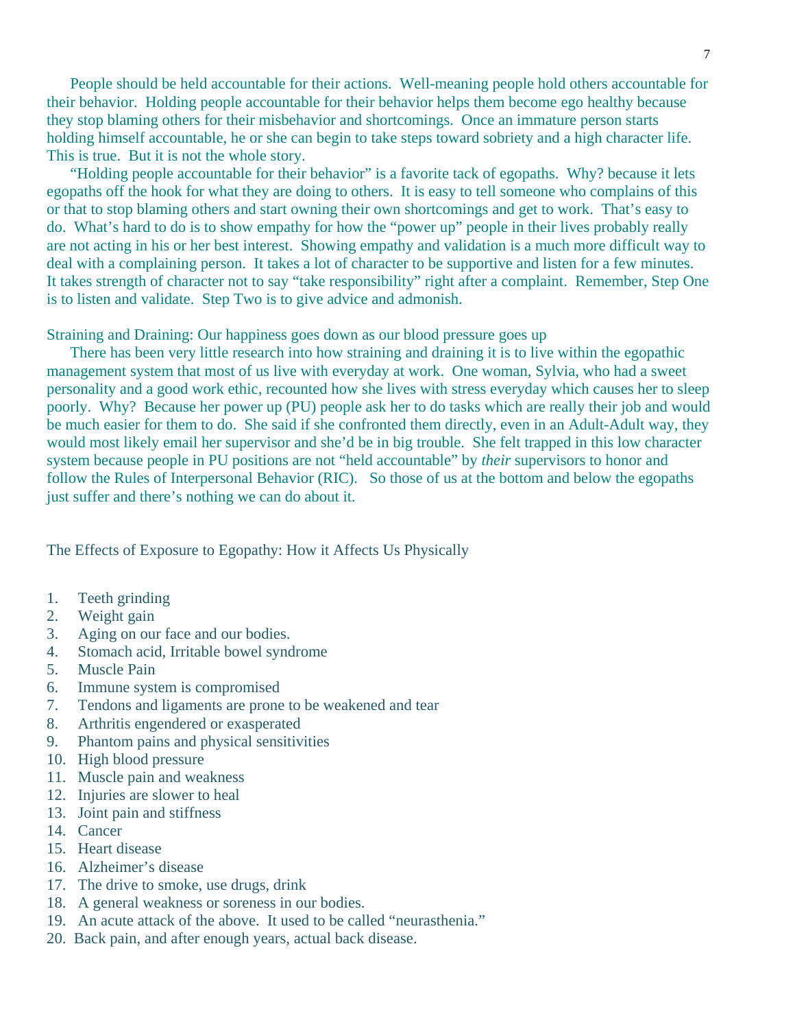People should be held accountable for their actions. Well-meaning people hold others accountable for their behavior. Holding people accountable for their behavior helps them become ego healthy because they stop blaming others for their misbehavior and shortcomings. Once an immature person starts holding himself accountable, he or she can begin to take steps toward sobriety and a high character life. This is true. But it is not the whole story.

"Holding people accountable for their behavior" is a favorite tack of egopaths. Why? because it lets egopaths off the hook for what they are doing to others. It is easy to tell someone who complains of this or that to stop blaming others and start owning their own shortcomings and get to work. That's easy to do. What's hard to do is to show empathy for how the "power up" people in their lives probably really are not acting in his or her best interest. Showing empathy and validation is a much more difficult way to deal with a complaining person. It takes a lot of character to be supportive and listen for a few minutes. It takes strength of character not to say "take responsibility" right after a complaint. Remember, Step One is to listen and validate. Step Two is to give advice and admonish.

Straining and Draining: Our happiness goes down as our blood pressure goes up

There has been very little research into how straining and draining it is to live within the egopathic management system that most of us live with everyday at work. One woman, Sylvia, who had a sweet personality and a good work ethic, recounted how she lives with stress everyday which causes her to sleep poorly. Why? Because her power up (PU) people ask her to do tasks which are really their job and would be much easier for them to do. She said if she confronted them directly, even in an Adult-Adult way, they would most likely email her supervisor and she'd be in big trouble. She felt trapped in this low character system because people in PU positions are not "held accountable" by *their* supervisors to honor and follow the Rules of Interpersonal Behavior (RIC). So those of us at the bottom and below the egopaths just suffer and there's nothing we can do about it.

The Effects of Exposure to Egopathy: How it Affects Us Physically

1. Teeth grinding
2. Weight gain
3. Aging on our face and our bodies.
4. Stomach acid, Irritable bowel syndrome
5. Muscle Pain
6. Immune system is compromised
7. Tendons and ligaments are prone to be weakened and tear
8. Arthritis engendered or exasperated
9. Phantom pains and physical sensitivities
10. High blood pressure
11. Muscle pain and weakness
12. Injuries are slower to heal
13. Joint pain and stiffness
14. Cancer
15. Heart disease
16. Alzheimer's disease
17. The drive to smoke, use drugs, drink
18. A general weakness or soreness in our bodies.
19. An acute attack of the above. It used to be called "neurasthenia."
20. Back pain, and after enough years, actual back disease.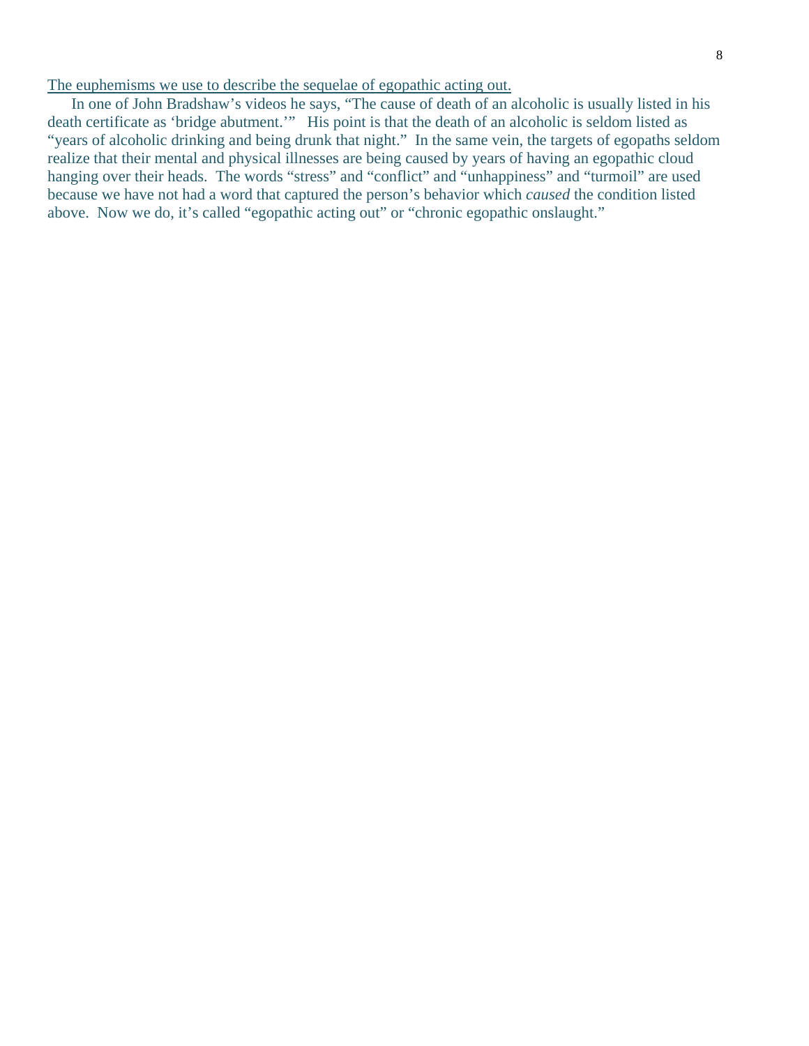The euphemisms we use to describe the sequelae of egopathic acting out.

In one of John Bradshaw's videos he says, "The cause of death of an alcoholic is usually listed in his death certificate as 'bridge abutment.'" His point is that the death of an alcoholic is seldom listed as "years of alcoholic drinking and being drunk that night." In the same vein, the targets of egopaths seldom realize that their mental and physical illnesses are being caused by years of having an egopathic cloud hanging over their heads. The words "stress" and "conflict" and "unhappiness" and "turmoil" are used because we have not had a word that captured the person's behavior which *caused* the condition listed above. Now we do, it's called "egopathic acting out" or "chronic egopathic onslaught."